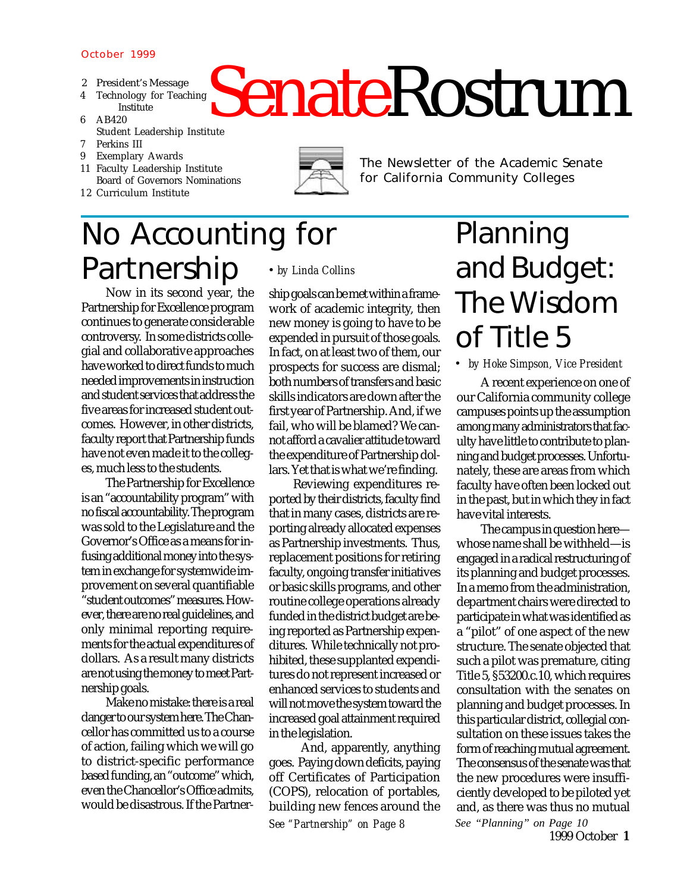October 1999

2 President's Message
4 Technology for Teaching Institute
6 AB420
Student Leadership Institute
7 Perkins III
9 Exemplary Awards
11 Faculty Leadership Institute
Board of Governors Nominations
12 Curriculum Institute

# SenateRostrum

The Newsletter of the Academic Senate for California Community Colleges

## No Accounting for Partnership

• *by Linda Collins*

Now in its second year, the Partnership for Excellence program continues to generate considerable controversy. In some districts collegial and collaborative approaches have worked to direct funds to much needed improvements in instruction and student services that address the five areas for increased student outcomes. However, in other districts, faculty report that Partnership funds have not even made it to the colleges, much less to the students.

The Partnership for Excellence is an "accountability program" with no fiscal accountability. The program was sold to the Legislature and the Governor's Office as a means for infusing additional money into the system in exchange for systemwide improvement on several quantifiable "student outcomes" measures. However, there are no real guidelines, and only minimal reporting requirements for the actual expenditures of dollars. As a result many districts are not using the money to meet Partnership goals.

Make no mistake: there is a real danger to our system here. The Chancellor has committed us to a course of action, failing which we will go to district-specific performance based funding, an "outcome" which, even the Chancellor's Office admits, would be disastrous. If the Partnership goals can be met within a framework of academic integrity, then new money is going to have to be expended in pursuit of those goals. In fact, on at least two of them, our prospects for success are dismal; both numbers of transfers and basic skills indicators are down after the first year of Partnership. And, if we fail, who will be blamed? We cannot afford a cavalier attitude toward the expenditure of Partnership dollars. Yet that is what we're finding.

Reviewing expenditures reported by their districts, faculty find that in many cases, districts are reporting already allocated expenses as Partnership investments. Thus, replacement positions for retiring faculty, ongoing transfer initiatives or basic skills programs, and other routine college operations already funded in the district budget are being reported as Partnership expenditures. While technically not prohibited, these supplanted expenditures do not represent increased or enhanced services to students and will not move the system toward the increased goal attainment required in the legislation.

And, apparently, anything goes. Paying down deficits, paying off Certificates of Participation (COPS), relocation of portables, building new fences around the

See "Partnership" on Page 8

## Planning and Budget: The Wisdom of Title 5

• *by Hoke Simpson, Vice President*

A recent experience on one of our California community college campuses points up the assumption among many administrators that faculty have little to contribute to planning and budget processes. Unfortunately, these are areas from which faculty have often been locked out in the past, but in which they in fact have vital interests.

The campus in question here—whose name shall be withheld—is engaged in a radical restructuring of its planning and budget processes. In a memo from the administration, department chairs were directed to participate in what was identified as a "pilot" of one aspect of the new structure. The senate objected that such a pilot was premature, citing Title 5, §53200.c.10, which requires consultation with the senates on planning and budget processes. In this particular district, collegial consultation on these issues takes the form of reaching mutual agreement. The consensus of the senate was that the new procedures were insufficiently developed to be piloted yet and, as there was thus no mutual

See "Planning" on Page 10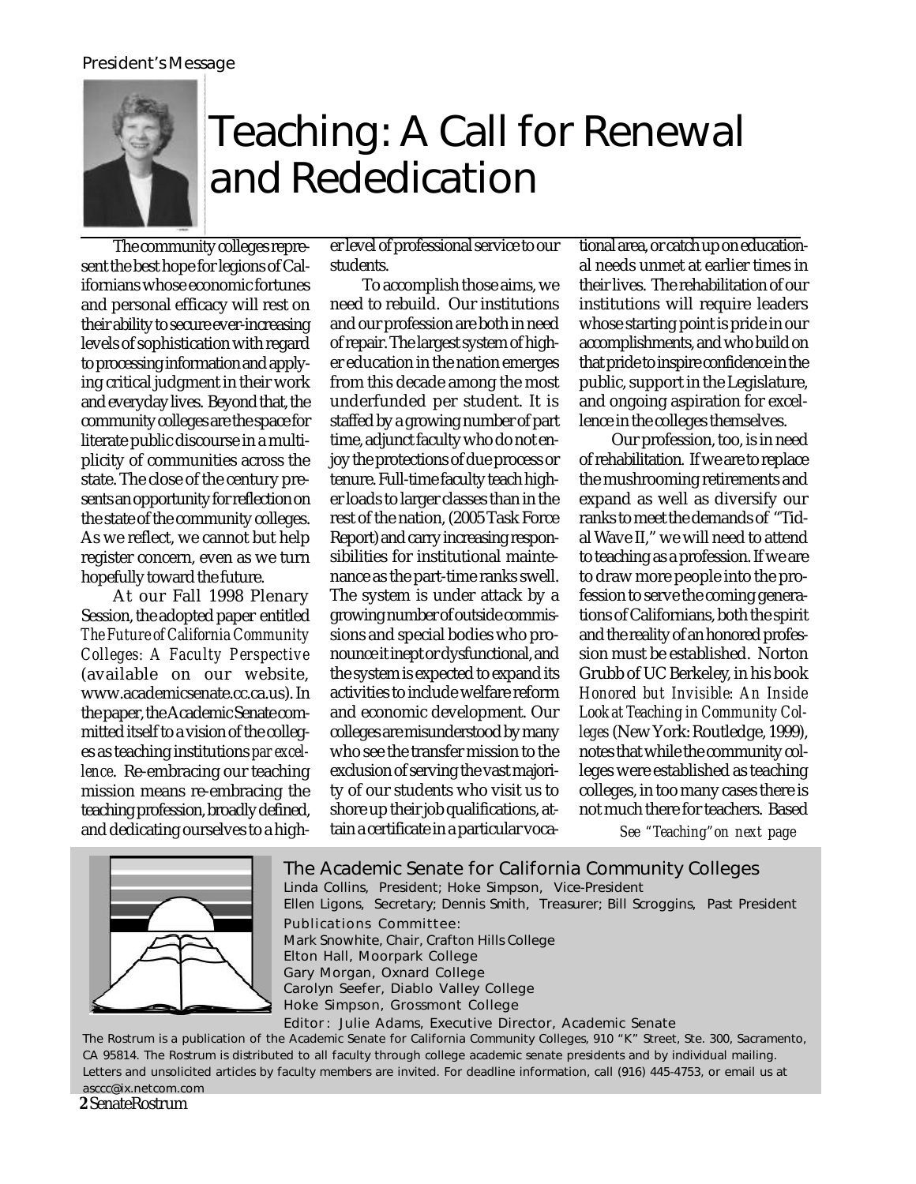President's Message

# Teaching: A Call for Renewal and Rededication

The community colleges represent the best hope for legions of Californians whose economic fortunes and personal efficacy will rest on their ability to secure ever-increasing levels of sophistication with regard to processing information and applying critical judgment in their work and everyday lives. Beyond that, the community colleges are the space for literate public discourse in a multiplicity of communities across the state. The close of the century presents an opportunity for reflection on the state of the community colleges. As we reflect, we cannot but help register concern, even as we turn hopefully toward the future.

At our Fall 1998 Plenary Session, the adopted paper entitled *The Future of California Community Colleges: A Faculty Perspective* (available on our website, www.academicsenate.cc.ca.us). In the paper, the Academic Senate committed itself to a vision of the colleges as teaching institutions *par excellence*. Re-embracing our teaching mission means re-embracing the teaching profession, broadly defined, and dedicating ourselves to a higher level of professional service to our students.

To accomplish those aims, we need to rebuild. Our institutions and our profession are both in need of repair. The largest system of higher education in the nation emerges from this decade among the most underfunded per student. It is staffed by a growing number of part time, adjunct faculty who do not enjoy the protections of due process or tenure. Full-time faculty teach higher loads to larger classes than in the rest of the nation, (2005 Task Force Report) and carry increasing responsibilities for institutional maintenance as the part-time ranks swell. The system is under attack by a growing number of outside commissions and special bodies who pronounce it inept or dysfunctional, and the system is expected to expand its activities to include welfare reform and economic development. Our colleges are misunderstood by many who see the transfer mission to the exclusion of serving the vast majority of our students who visit us to shore up their job qualifications, attain a certificate in a particular vocational area, or catch up on educational needs unmet at earlier times in their lives. The rehabilitation of our institutions will require leaders whose starting point is pride in our accomplishments, and who build on that pride to inspire confidence in the public, support in the Legislature, and ongoing aspiration for excellence in the colleges themselves.

Our profession, too, is in need of rehabilitation. If we are to replace the mushrooming retirements and expand as well as diversify our ranks to meet the demands of "Tidal Wave II," we will need to attend to teaching as a profession. If we are to draw more people into the profession to serve the coming generations of Californians, both the spirit and the reality of an honored profession must be established. Norton Grubb of UC Berkeley, in his book *Honored but Invisible: An Inside Look at Teaching in Community Colleges* (New York: Routledge, 1999), notes that while the community colleges were established as teaching colleges, in too many cases there is not much there for teachers. Based

*See "Teaching" on next page*

---

**The Academic Senate for California Community Colleges**

Linda Collins, President; Hoke Simpson, Vice-President
Ellen Ligons, Secretary; Dennis Smith, Treasurer; Bill Scroggins, Past President

Publications Committee:
Mark Snowhite, Chair, Crafton Hills College
Elton Hall, Moorpark College
Gary Morgan, Oxnard College
Carolyn Seefer, Diablo Valley College
Hoke Simpson, Grossmont College

Editor: Julie Adams, Executive Director, Academic Senate

The Rostrum is a publication of the Academic Senate for California Community Colleges, 910 "K" Street, Ste. 300, Sacramento, CA 95814. The Rostrum is distributed to all faculty through college academic senate presidents and by individual mailing. Letters and unsolicited articles by faculty members are invited. For deadline information, call (916) 445-4753, or email us at asccc@ix.netcom.com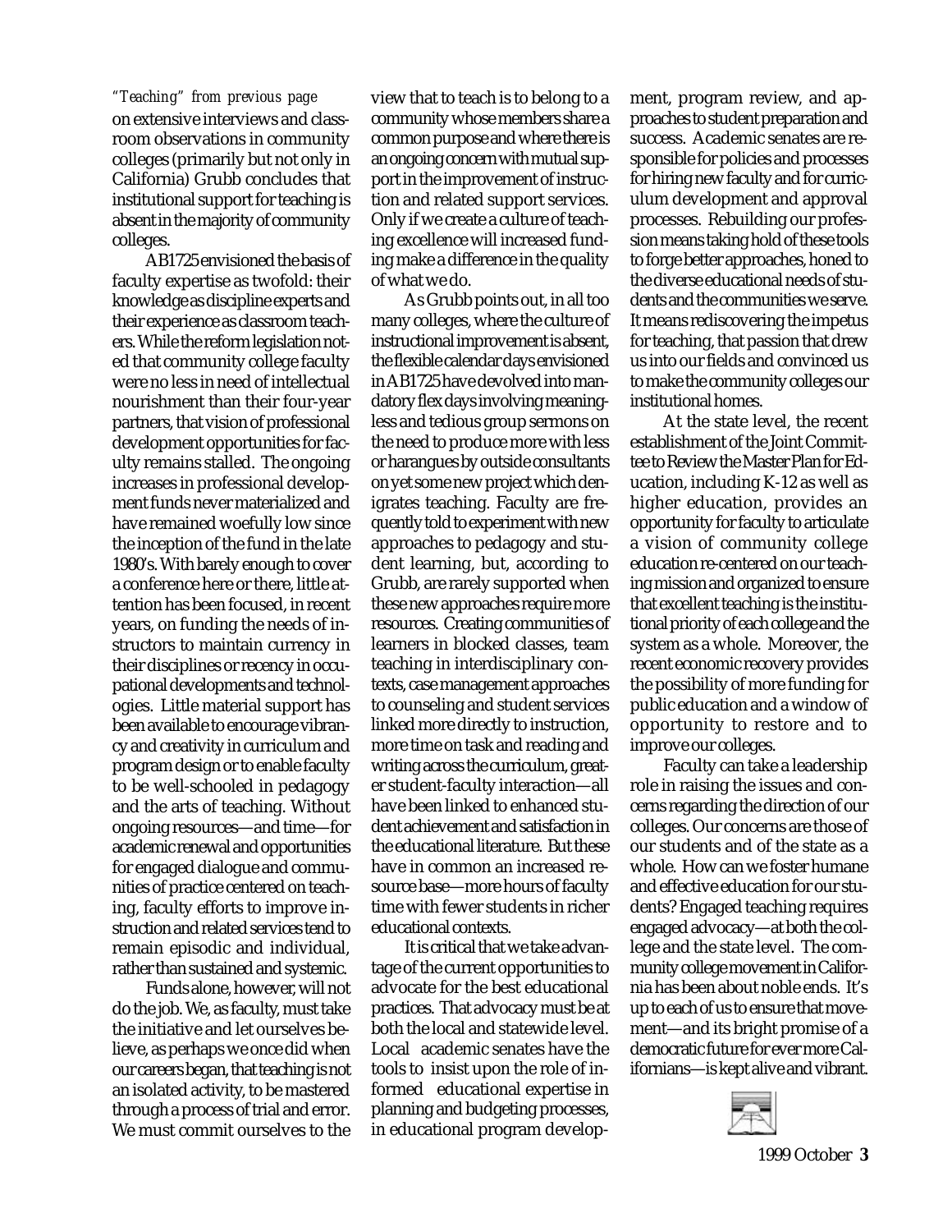*"Teaching" from previous page*

on extensive interviews and classroom observations in community colleges (primarily but not only in California) Grubb concludes that institutional support for teaching is absent in the majority of community colleges.

AB1725 envisioned the basis of faculty expertise as twofold: their knowledge as discipline experts and their experience as classroom teachers. While the reform legislation noted that community college faculty were no less in need of intellectual nourishment than their four-year partners, that vision of professional development opportunities for faculty remains stalled. The ongoing increases in professional development funds never materialized and have remained woefully low since the inception of the fund in the late 1980's. With barely enough to cover a conference here or there, little attention has been focused, in recent years, on funding the needs of instructors to maintain currency in their disciplines or recency in occupational developments and technologies. Little material support has been available to encourage vibrancy and creativity in curriculum and program design or to enable faculty to be well-schooled in pedagogy and the arts of teaching. Without ongoing resources—and time—for academic renewal and opportunities for engaged dialogue and communities of practice centered on teaching, faculty efforts to improve instruction and related services tend to remain episodic and individual, rather than sustained and systemic.

Funds alone, however, will not do the job. We, as faculty, must take the initiative and let ourselves believe, as perhaps we once did when our careers began, that teaching is not an isolated activity, to be mastered through a process of trial and error. We must commit ourselves to the view that to teach is to belong to a community whose members share a common purpose and where there is an ongoing concern with mutual support in the improvement of instruction and related support services. Only if we create a culture of teaching excellence will increased funding make a difference in the quality of what we do.

As Grubb points out, in all too many colleges, where the culture of instructional improvement is absent, the flexible calendar days envisioned in AB1725 have devolved into mandatory flex days involving meaningless and tedious group sermons on the need to produce more with less or harangues by outside consultants on yet some new project which denigrates teaching. Faculty are frequently told to experiment with new approaches to pedagogy and student learning, but, according to Grubb, are rarely supported when these new approaches require more resources. Creating communities of learners in blocked classes, team teaching in interdisciplinary contexts, case management approaches to counseling and student services linked more directly to instruction, more time on task and reading and writing across the curriculum, greater student-faculty interaction—all have been linked to enhanced student achievement and satisfaction in the educational literature. But these have in common an increased resource base—more hours of faculty time with fewer students in richer educational contexts.

It is critical that we take advantage of the current opportunities to advocate for the best educational practices. That advocacy must be at both the local and statewide level. Local academic senates have the tools to insist upon the role of informed educational expertise in planning and budgeting processes, in educational program development, program review, and approaches to student preparation and success. Academic senates are responsible for policies and processes for hiring new faculty and for curriculum development and approval processes. Rebuilding our profession means taking hold of these tools to forge better approaches, honed to the diverse educational needs of students and the communities we serve. It means rediscovering the impetus for teaching, that passion that drew us into our fields and convinced us to make the community colleges our institutional homes.

At the state level, the recent establishment of the Joint Committee to Review the Master Plan for Education, including K-12 as well as higher education, provides an opportunity for faculty to articulate a vision of community college education re-centered on our teaching mission and organized to ensure that excellent teaching is the institutional priority of each college and the system as a whole. Moreover, the recent economic recovery provides the possibility of more funding for public education and a window of opportunity to restore and to improve our colleges.

Faculty can take a leadership role in raising the issues and concerns regarding the direction of our colleges. Our concerns are those of our students and of the state as a whole. How can we foster humane and effective education for our students? Engaged teaching requires engaged advocacy—at both the college and the state level. The community college movement in California has been about noble ends. It's up to each of us to ensure that movement—and its bright promise of a democratic future for ever more Californians—is kept alive and vibrant.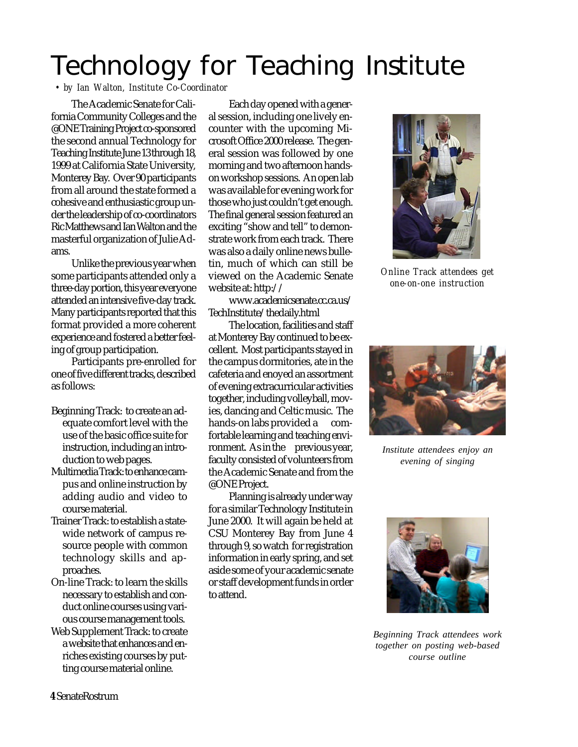# Technology for Teaching Institute

*• by Ian Walton, Institute Co-Coordinator*

The Academic Senate for California Community Colleges and the @ONE Training Project co-sponsored the second annual Technology for Teaching Institute June 13 through 18, 1999 at California State University, Monterey Bay. Over 90 participants from all around the state formed a cohesive and enthusiastic group under the leadership of co-coordinators Ric Matthews and Ian Walton and the masterful organization of Julie Adams.

Unlike the previous year when some participants attended only a three-day portion, this year everyone attended an intensive five-day track. Many participants reported that this format provided a more coherent experience and fostered a better feeling of group participation.

Participants pre-enrolled for one of five different tracks, described as follows:

- Beginning Track: to create an adequate comfort level with the use of the basic office suite for instruction, including an introduction to web pages.
- Multimedia Track: to enhance campus and online instruction by adding audio and video to course material.
- Trainer Track: to establish a statewide network of campus resource people with common technology skills and approaches.
- On-line Track: to learn the skills necessary to establish and conduct online courses using various course management tools.
- Web Supplement Track: to create a website that enhances and enriches existing courses by putting course material online.

Each day opened with a general session, including one lively encounter with the upcoming Microsoft Office 2000 release. The general session was followed by one morning and two afternoon hands-on workshop sessions. An open lab was available for evening work for those who just couldn't get enough. The final general session featured an exciting "show and tell" to demonstrate work from each track. There was also a daily online news bulletin, much of which can still be viewed on the Academic Senate website at: http://www.academicsenate.cc.ca.us/TechInstitute/thedaily.html

The location, facilities and staff at Monterey Bay continued to be excellent. Most participants stayed in the campus dormitories, ate in the cafeteria and enoyed an assortment of evening extracurricular activities together, including volleyball, movies, dancing and Celtic music. The hands-on labs provided a comfortable learning and teaching environment. As in the previous year, faculty consisted of volunteers from the Academic Senate and from the @ONE Project.

Planning is already under way for a similar Technology Institute in June 2000. It will again be held at CSU Monterey Bay from June 4 through 9, so watch for registration information in early spring, and set aside some of your academic senate or staff development funds in order to attend.

*Online Track attendees get one-on-one instruction*

*Institute attendees enjoy an evening of singing*

*Beginning Track attendees work together on posting web-based course outline*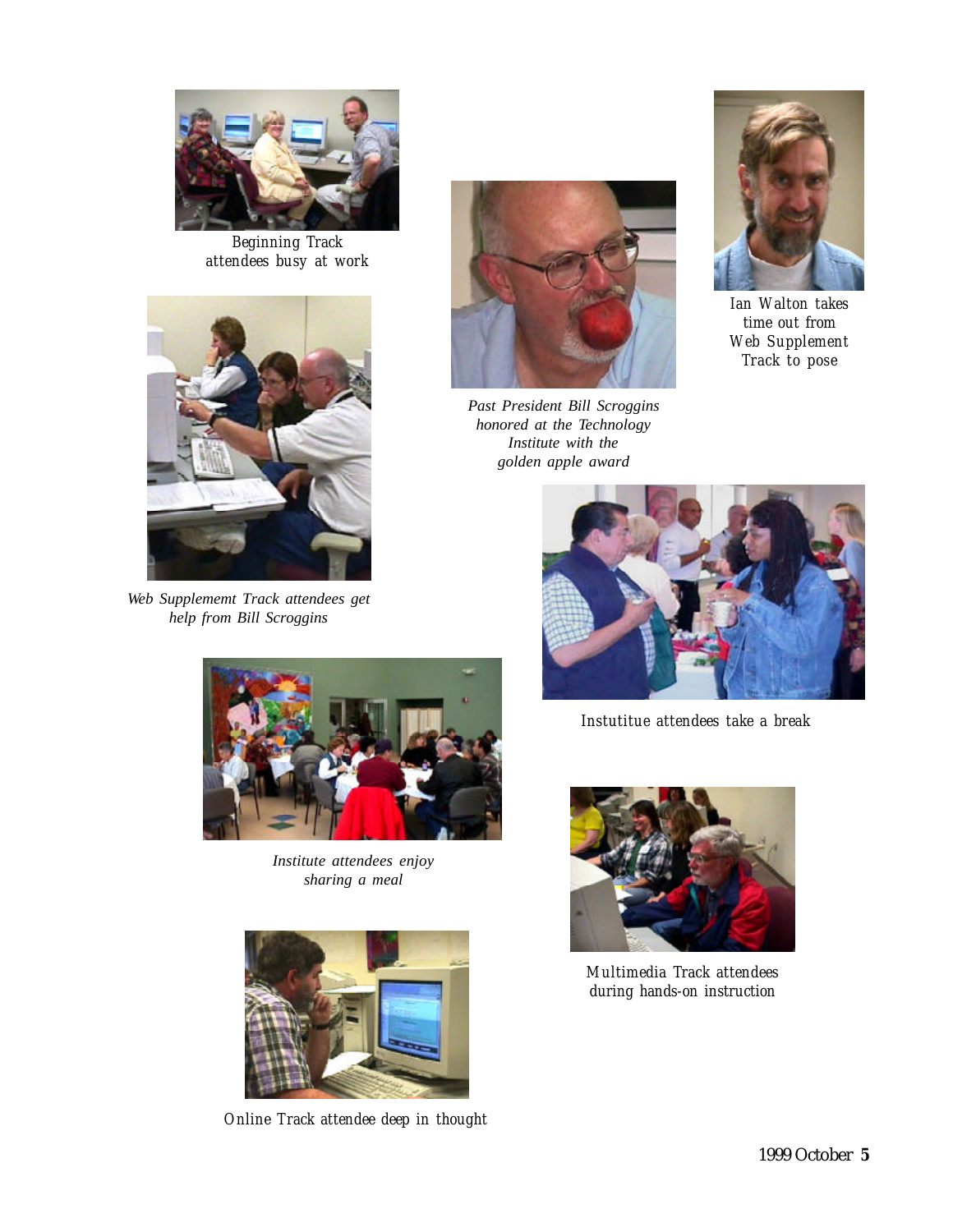Beginning Track attendees busy at work

Past President Bill Scroggins honored at the Technology Institute with the golden apple award

Ian Walton takes time out from Web Supplement Track to pose

*Web Suppleme*m*t Track attendees get help from Bill Scroggins*

Instutitue attendees take a break

*Institute attendees enjoy sharing a meal*

Multimedia Track attendees during hands-on instruction

Online Track attendee deep in thought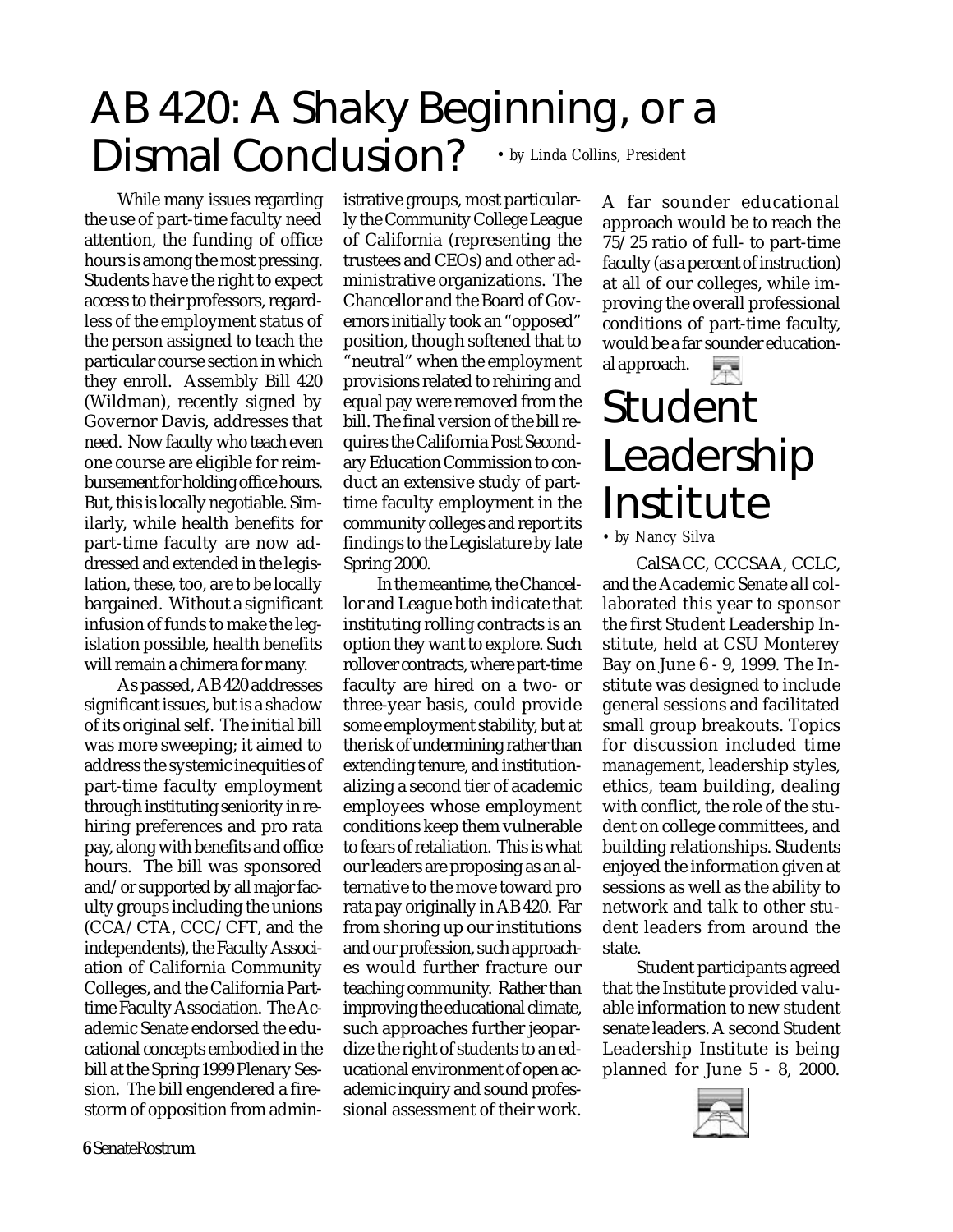# AB 420: A Shaky Beginning, or a Dismal Conclusion?

*• by Linda Collins, President*

While many issues regarding the use of part-time faculty need attention, the funding of office hours is among the most pressing. Students have the right to expect access to their professors, regardless of the employment status of the person assigned to teach the particular course section in which they enroll. Assembly Bill 420 (Wildman), recently signed by Governor Davis, addresses that need. Now faculty who teach even one course are eligible for reimbursement for holding office hours. But, this is locally negotiable. Similarly, while health benefits for part-time faculty are now addressed and extended in the legislation, these, too, are to be locally bargained. Without a significant infusion of funds to make the legislation possible, health benefits will remain a chimera for many.

As passed, AB 420 addresses significant issues, but is a shadow of its original self. The initial bill was more sweeping; it aimed to address the systemic inequities of part-time faculty employment through instituting seniority in rehiring preferences and pro rata pay, along with benefits and office hours. The bill was sponsored and/or supported by all major faculty groups including the unions (CCA/CTA, CCC/CFT, and the independents), the Faculty Association of California Community Colleges, and the California Part-time Faculty Association. The Academic Senate endorsed the educational concepts embodied in the bill at the Spring 1999 Plenary Session. The bill engendered a firestorm of opposition from administrative groups, most particularly the Community College League of California (representing the trustees and CEOs) and other administrative organizations. The Chancellor and the Board of Governors initially took an "opposed" position, though softened that to "neutral" when the employment provisions related to rehiring and equal pay were removed from the bill. The final version of the bill requires the California Post Secondary Education Commission to conduct an extensive study of part-time faculty employment in the community colleges and report its findings to the Legislature by late Spring 2000.

In the meantime, the Chancellor and League both indicate that instituting rolling contracts is an option they want to explore. Such rollover contracts, where part-time faculty are hired on a two- or three-year basis, could provide some employment stability, but at the risk of undermining rather than extending tenure, and institutionalizing a second tier of academic employees whose employment conditions keep them vulnerable to fears of retaliation. This is what our leaders are proposing as an alternative to the move toward pro rata pay originally in AB 420. Far from shoring up our institutions and our profession, such approaches would further fracture our teaching community. Rather than improving the educational climate, such approaches further jeopardize the right of students to an educational environment of open academic inquiry and sound professional assessment of their work. A far sounder educational approach would be to reach the 75/25 ratio of full- to part-time faculty (as a percent of instruction) at all of our colleges, while improving the overall professional conditions of part-time faculty, would be a far sounder educational approach.

# Student Leadership Institute

*• by Nancy Silva*

CalSACC, CCCSAA, CCLC, and the Academic Senate all collaborated this year to sponsor the first Student Leadership Institute, held at CSU Monterey Bay on June 6 - 9, 1999. The Institute was designed to include general sessions and facilitated small group breakouts. Topics for discussion included time management, leadership styles, ethics, team building, dealing with conflict, the role of the student on college committees, and building relationships. Students enjoyed the information given at sessions as well as the ability to network and talk to other student leaders from around the state.

Student participants agreed that the Institute provided valuable information to new student senate leaders. A second Student Leadership Institute is being planned for June 5 - 8, 2000.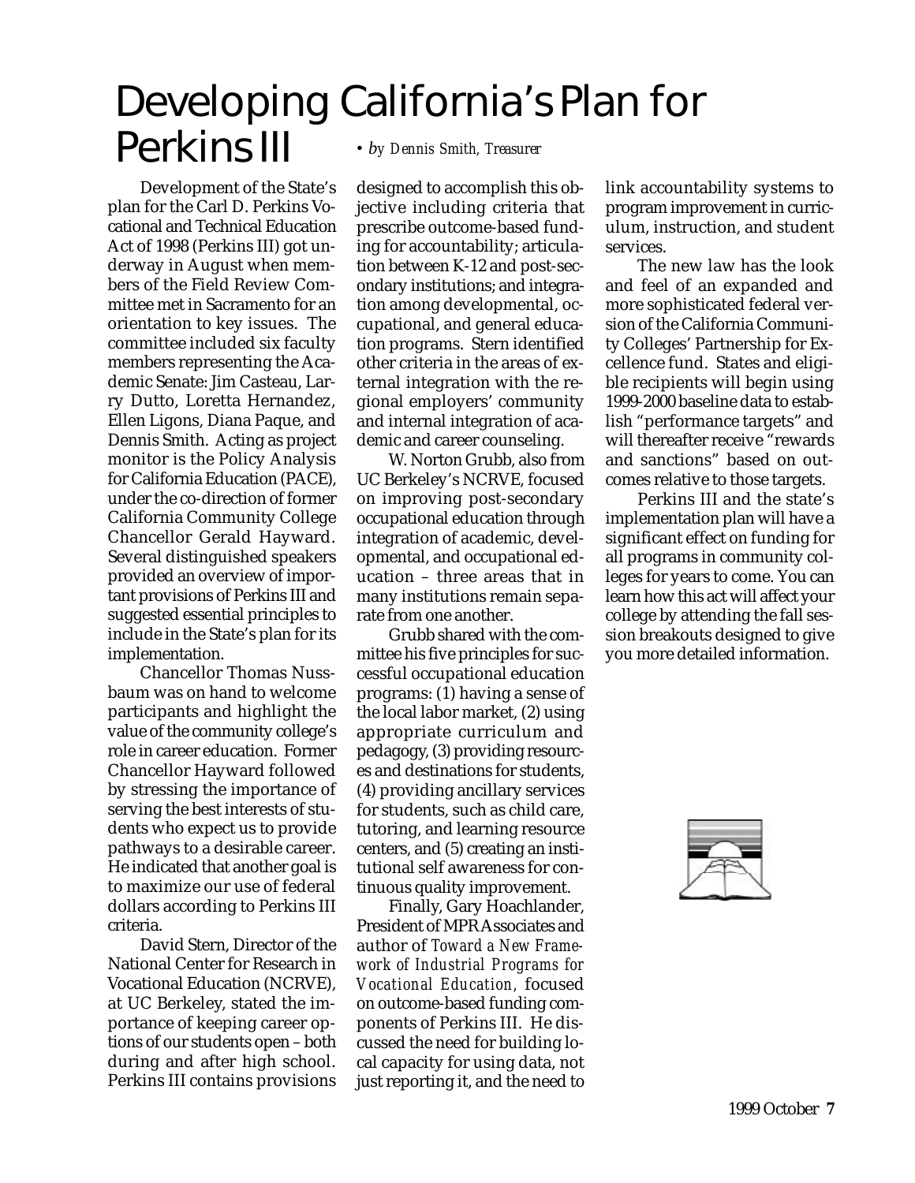# Developing California's Plan for Perkins III

• *by Dennis Smith, Treasurer*

Development of the State's plan for the Carl D. Perkins Vocational and Technical Education Act of 1998 (Perkins III) got underway in August when members of the Field Review Committee met in Sacramento for an orientation to key issues. The committee included six faculty members representing the Academic Senate: Jim Casteau, Larry Dutto, Loretta Hernandez, Ellen Ligons, Diana Paque, and Dennis Smith. Acting as project monitor is the Policy Analysis for California Education (PACE), under the co-direction of former California Community College Chancellor Gerald Hayward. Several distinguished speakers provided an overview of important provisions of Perkins III and suggested essential principles to include in the State's plan for its implementation.

Chancellor Thomas Nussbaum was on hand to welcome participants and highlight the value of the community college's role in career education. Former Chancellor Hayward followed by stressing the importance of serving the best interests of students who expect us to provide pathways to a desirable career. He indicated that another goal is to maximize our use of federal dollars according to Perkins III criteria.

David Stern, Director of the National Center for Research in Vocational Education (NCRVE), at UC Berkeley, stated the importance of keeping career options of our students open – both during and after high school. Perkins III contains provisions designed to accomplish this objective including criteria that prescribe outcome-based funding for accountability; articulation between K-12 and post-secondary institutions; and integration among developmental, occupational, and general education programs. Stern identified other criteria in the areas of external integration with the regional employers' community and internal integration of academic and career counseling.

W. Norton Grubb, also from UC Berkeley's NCRVE, focused on improving post-secondary occupational education through integration of academic, developmental, and occupational education – three areas that in many institutions remain separate from one another.

Grubb shared with the committee his five principles for successful occupational education programs: (1) having a sense of the local labor market, (2) using appropriate curriculum and pedagogy, (3) providing resources and destinations for students, (4) providing ancillary services for students, such as child care, tutoring, and learning resource centers, and (5) creating an institutional self awareness for continuous quality improvement.

Finally, Gary Hoachlander, President of MPR Associates and author of *Toward a New Framework of Industrial Programs for Vocational Education,* focused on outcome-based funding components of Perkins III. He discussed the need for building local capacity for using data, not just reporting it, and the need to link accountability systems to program improvement in curriculum, instruction, and student services.

The new law has the look and feel of an expanded and more sophisticated federal version of the California Community Colleges' Partnership for Excellence fund. States and eligible recipients will begin using 1999-2000 baseline data to establish "performance targets" and will thereafter receive "rewards and sanctions" based on outcomes relative to those targets.

Perkins III and the state's implementation plan will have a significant effect on funding for all programs in community colleges for years to come. You can learn how this act will affect your college by attending the fall session breakouts designed to give you more detailed information.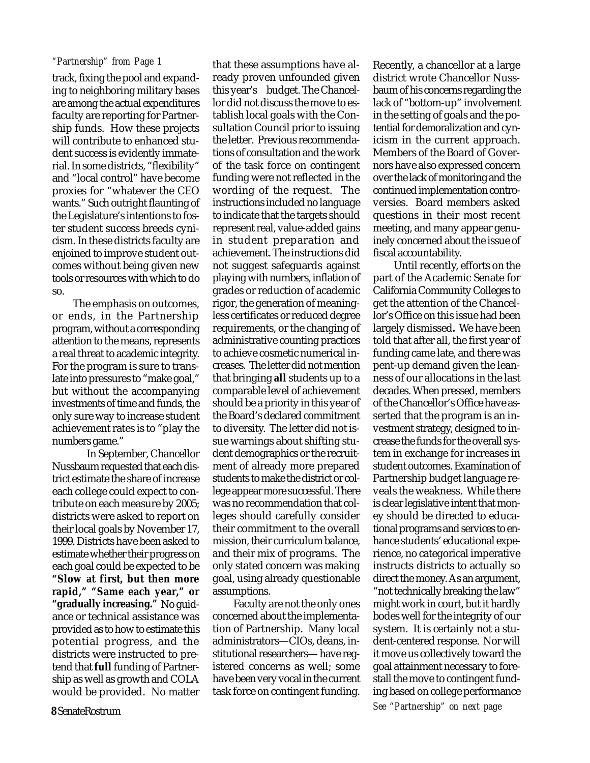*"Partnership" from Page 1*

track, fixing the pool and expanding to neighboring military bases are among the actual expenditures faculty are reporting for Partnership funds. How these projects will contribute to enhanced student success is evidently immaterial. In some districts, "flexibility" and "local control" have become proxies for "whatever the CEO wants." Such outright flaunting of the Legislature's intentions to foster student success breeds cynicism. In these districts faculty are enjoined to improve student outcomes without being given new tools or resources with which to do so.

The emphasis on outcomes, or ends, in the Partnership program, without a corresponding attention to the means, represents a real threat to academic integrity. For the program is sure to translate into pressures to "make goal," but without the accompanying investments of time and funds, the only sure way to increase student achievement rates is to "play the numbers game."

In September, Chancellor Nussbaum requested that each district estimate the share of increase each college could expect to contribute on each measure by 2005; districts were asked to report on their local goals by November 17, 1999. Districts have been asked to estimate whether their progress on each goal could be expected to be **"Slow at first, but then more rapid," "Same each year," or "gradually increasing."** No guidance or technical assistance was provided as to how to estimate this potential progress, and the districts were instructed to pretend that **full** funding of Partnership as well as growth and COLA would be provided. No matter that these assumptions have already proven unfounded given this year's budget. The Chancellor did not discuss the move to establish local goals with the Consultation Council prior to issuing the letter. Previous recommendations of consultation and the work of the task force on contingent funding were not reflected in the wording of the request. The instructions included no language to indicate that the targets should represent real, value-added gains in student preparation and achievement. The instructions did not suggest safeguards against playing with numbers, inflation of grades or reduction of academic rigor, the generation of meaningless certificates or reduced degree requirements, or the changing of administrative counting practices to achieve cosmetic numerical increases. The letter did not mention that bringing **all** students up to a comparable level of achievement should be a priority in this year of the Board's declared commitment to diversity. The letter did not issue warnings about shifting student demographics or the recruitment of already more prepared students to make the district or college appear more successful. There was no recommendation that colleges should carefully consider their commitment to the overall mission, their curriculum balance, and their mix of programs. The only stated concern was making goal, using already questionable assumptions.

Faculty are not the only ones concerned about the implementation of Partnership. Many local administrators—CIOs, deans, institutional researchers— have registered concerns as well; some have been very vocal in the current task force on contingent funding. Recently, a chancellor at a large district wrote Chancellor Nussbaum of his concerns regarding the lack of "bottom-up" involvement in the setting of goals and the potential for demoralization and cynicism in the current approach. Members of the Board of Governors have also expressed concern over the lack of monitoring and the continued implementation controversies. Board members asked questions in their most recent meeting, and many appear genuinely concerned about the issue of fiscal accountability.

Until recently, efforts on the part of the Academic Senate for California Community Colleges to get the attention of the Chancellor's Office on this issue had been largely dismissed**.** We have been told that after all, the first year of funding came late, and there was pent-up demand given the leanness of our allocations in the last decades. When pressed, members of the Chancellor's Office have asserted that the program is an investment strategy, designed to increase the funds for the overall system in exchange for increases in student outcomes. Examination of Partnership budget language reveals the weakness. While there is clear legislative intent that money should be directed to educational programs and services to enhance students' educational experience, no categorical imperative instructs districts to actually so direct the money. As an argument, "not technically breaking the law" might work in court, but it hardly bodes well for the integrity of our system. It is certainly not a student-centered response. Nor will it move us collectively toward the goal attainment necessary to forestall the move to contingent funding based on college performance

*See "Partnership" on next page*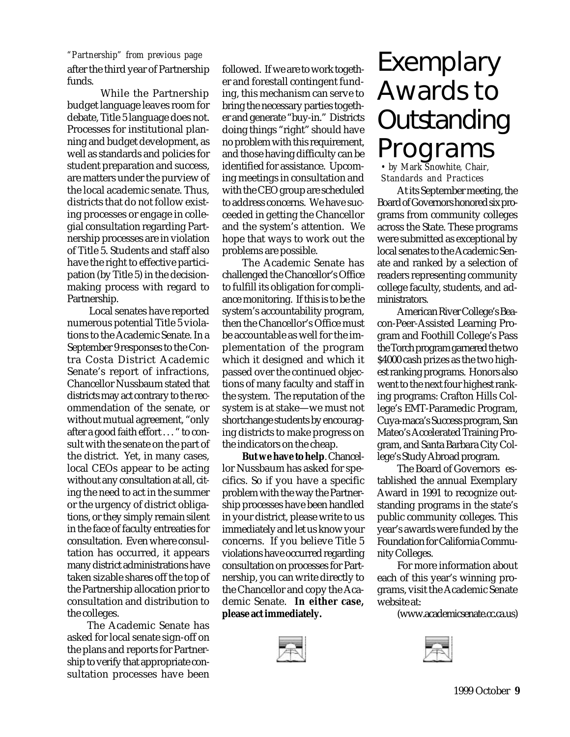*"Partnership" from previous page*

after the third year of Partnership funds.

While the Partnership budget language leaves room for debate, Title 5 language does not. Processes for institutional planning and budget development, as well as standards and policies for student preparation and success, are matters under the purview of the local academic senate. Thus, districts that do not follow existing processes or engage in collegial consultation regarding Partnership processes are in violation of Title 5. Students and staff also have the right to effective participation (by Title 5) in the decision-making process with regard to Partnership.

Local senates have reported numerous potential Title 5 violations to the Academic Senate. In a September 9 responses to the Contra Costa District Academic Senate's report of infractions, Chancellor Nussbaum stated that districts may act contrary to the recommendation of the senate, or without mutual agreement, "only after a good faith effort . . . " to consult with the senate on the part of the district. Yet, in many cases, local CEOs appear to be acting without any consultation at all, citing the need to act in the summer or the urgency of district obligations, or they simply remain silent in the face of faculty entreaties for consultation. Even where consultation has occurred, it appears many district administrations have taken sizable shares off the top of the Partnership allocation prior to consultation and distribution to the colleges.

The Academic Senate has asked for local senate sign-off on the plans and reports for Partnership to verify that appropriate consultation processes have been followed. If we are to work together and forestall contingent funding, this mechanism can serve to bring the necessary parties together and generate "buy-in." Districts doing things "right" should have no problem with this requirement, and those having difficulty can be identified for assistance. Upcoming meetings in consultation and with the CEO group are scheduled to address concerns. We have succeeded in getting the Chancellor and the system's attention. We hope that ways to work out the problems are possible.

The Academic Senate has challenged the Chancellor's Office to fulfill its obligation for compliance monitoring. If this is to be the system's accountability program, then the Chancellor's Office must be accountable as well for the implementation of the program which it designed and which it passed over the continued objections of many faculty and staff in the system. The reputation of the system is at stake—we must not shortchange students by encouraging districts to make progress on the indicators on the cheap.

**But we have to help**. Chancellor Nussbaum has asked for specifics. So if you have a specific problem with the way the Partnership processes have been handled in your district, please write to us immediately and let us know your concerns. If you believe Title 5 violations have occurred regarding consultation on processes for Partnership, you can write directly to the Chancellor and copy the Academic Senate. **In either case, please act immediately.**

# Exemplary Awards to Outstanding Programs

*• by Mark Snowhite, Chair, Standards and Practices*

At its September meeting, the Board of Governors honored six programs from community colleges across the State. These programs were submitted as exceptional by local senates to the Academic Senate and ranked by a selection of readers representing community college faculty, students, and administrators.

American River College's Beacon-Peer-Assisted Learning Program and Foothill College's Pass the Torch program garnered the two $4000 cash prizes as the two highest ranking programs. Honors also went to the next four highest ranking programs: Crafton Hills College's EMT-Paramedic Program, Cuya-maca's Success program, San Mateo's Accelerated Training Program, and Santa Barbara City College's Study Abroad program.

The Board of Governors established the annual Exemplary Award in 1991 to recognize outstanding programs in the state's public community colleges. This year's awards were funded by the Foundation for California Community Colleges.

For more information about each of this year's winning programs, visit the Academic Senate website at:

(www.academicsenate.cc.ca.us)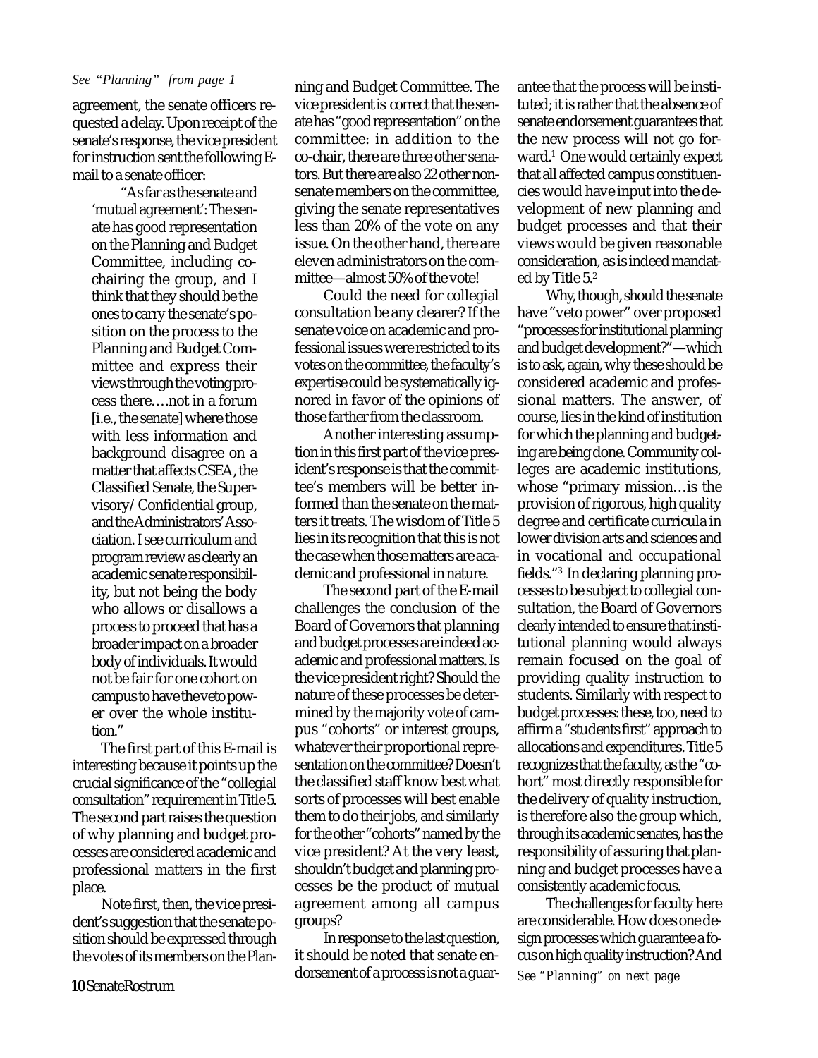*See "Planning" from page 1*

agreement, the senate officers requested a delay. Upon receipt of the senate's response, the vice president for instruction sent the following E-mail to a senate officer:

> "As far as the senate and 'mutual agreement': The senate has good representation on the Planning and Budget Committee, including co-chairing the group, and I think that they should be the ones to carry the senate's position on the process to the Planning and Budget Committee and express their views through the voting process there….not in a forum [i.e., the senate] where those with less information and background disagree on a matter that affects CSEA, the Classified Senate, the Supervisory/Confidential group, and the Administrators' Association. I see curriculum and program review as clearly an academic senate responsibility, but not being the body who allows or disallows a process to proceed that has a broader impact on a broader body of individuals. It would not be fair for one cohort on campus to have the veto power over the whole institution."

The first part of this E-mail is interesting because it points up the crucial significance of the "collegial consultation" requirement in Title 5. The second part raises the question of why planning and budget processes are considered academic and professional matters in the first place.

Note first, then, the vice president's suggestion that the senate position should be expressed through the votes of its members on the Planning and Budget Committee. The vice president is correct that the senate has "good representation" on the committee: in addition to the co-chair, there are three other senators. But there are also 22 other non-senate members on the committee, giving the senate representatives less than 20% of the vote on any issue. On the other hand, there are eleven administrators on the committee—almost 50% of the vote!

Could the need for collegial consultation be any clearer? If the senate voice on academic and professional issues were restricted to its votes on the committee, the faculty's expertise could be systematically ignored in favor of the opinions of those farther from the classroom.

Another interesting assumption in this first part of the vice president's response is that the committee's members will be better informed than the senate on the matters it treats. The wisdom of Title 5 lies in its recognition that this is not the case when those matters are academic and professional in nature.

The second part of the E-mail challenges the conclusion of the Board of Governors that planning and budget processes are indeed academic and professional matters. Is the vice president right? Should the nature of these processes be determined by the majority vote of campus "cohorts" or interest groups, whatever their proportional representation on the committee? Doesn't the classified staff know best what sorts of processes will best enable them to do their jobs, and similarly for the other "cohorts" named by the vice president? At the very least, shouldn't budget and planning processes be the product of mutual agreement among all campus groups?

In response to the last question, it should be noted that senate endorsement of a process is not a guarantee that the process will be instituted; it is rather that the absence of senate endorsement guarantees that the new process will not go forward.[1] One would certainly expect that all affected campus constituencies would have input into the development of new planning and budget processes and that their views would be given reasonable consideration, as is indeed mandated by Title 5.[2]

Why, though, should the senate have "veto power" over proposed "processes for institutional planning and budget development?"—which is to ask, again, why these should be considered academic and professional matters. The answer, of course, lies in the kind of institution for which the planning and budgeting are being done. Community colleges are academic institutions, whose "primary mission…is the provision of rigorous, high quality degree and certificate curricula in lower division arts and sciences and in vocational and occupational fields."[3] In declaring planning processes to be subject to collegial consultation, the Board of Governors clearly intended to ensure that institutional planning would always remain focused on the goal of providing quality instruction to students. Similarly with respect to budget processes: these, too, need to affirm a "students first" approach to allocations and expenditures. Title 5 recognizes that the faculty, as the "cohort" most directly responsible for the delivery of quality instruction, is therefore also the group which, through its academic senates, has the responsibility of assuring that planning and budget processes have a consistently academic focus.

The challenges for faculty here are considerable. How does one design processes which guarantee a focus on high quality instruction? And

*See "Planning" on next page*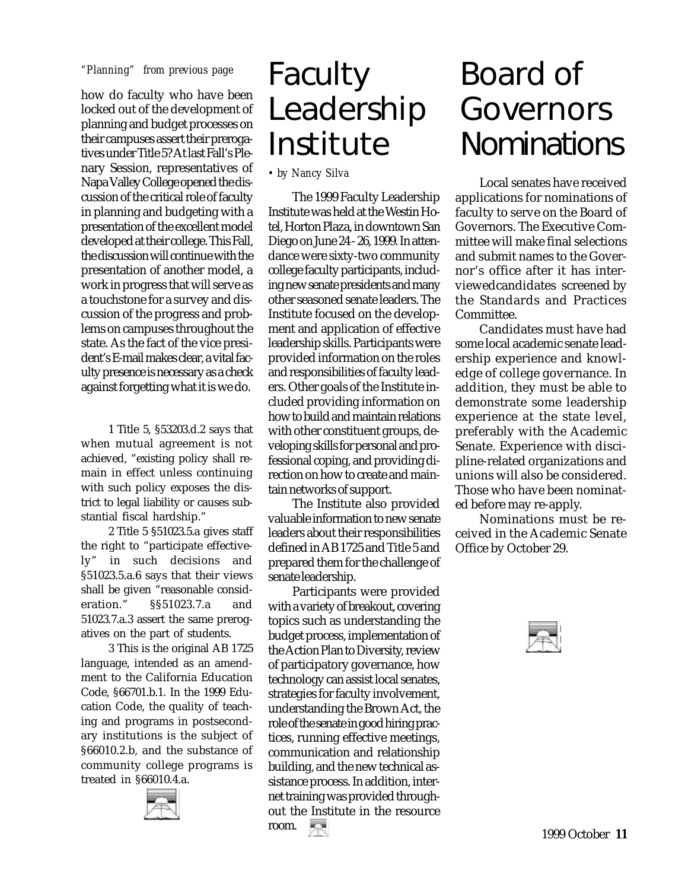*"Planning" from previous page*

how do faculty who have been locked out of the development of planning and budget processes on their campuses assert their prerogatives under Title 5? At last Fall's Plenary Session, representatives of Napa Valley College opened the discussion of the critical role of faculty in planning and budgeting with a presentation of the excellent model developed at their college. This Fall, the discussion will continue with the presentation of another model, a work in progress that will serve as a touchstone for a survey and discussion of the progress and problems on campuses throughout the state. As the fact of the vice president's E-mail makes clear, a vital faculty presence is necessary as a check against forgetting what it is we do.

1 Title 5, §53203.d.2 says that when mutual agreement is not achieved, "existing policy shall remain in effect unless continuing with such policy exposes the district to legal liability or causes substantial fiscal hardship."

2 Title 5 §51023.5.a gives staff the right to "participate effectively" in such decisions and §51023.5.a.6 says that their views shall be given "reasonable consideration." §§51023.7.a and 51023.7.a.3 assert the same prerogatives on the part of students.

3 This is the original AB 1725 language, intended as an amendment to the California Education Code, §66701.b.1. In the 1999 Education Code, the quality of teaching and programs in postsecondary institutions is the subject of §66010.2.b, and the substance of community college programs is treated in §66010.4.a.

# Faculty Leadership Institute

*• by Nancy Silva*

The 1999 Faculty Leadership Institute was held at the Westin Hotel, Horton Plaza, in downtown San Diego on June 24 - 26, 1999. In attendance were sixty-two community college faculty participants, including new senate presidents and many other seasoned senate leaders. The Institute focused on the development and application of effective leadership skills. Participants were provided information on the roles and responsibilities of faculty leaders. Other goals of the Institute included providing information on how to build and maintain relations with other constituent groups, developing skills for personal and professional coping, and providing direction on how to create and maintain networks of support.

The Institute also provided valuable information to new senate leaders about their responsibilities defined in AB 1725 and Title 5 and prepared them for the challenge of senate leadership.

Participants were provided with a variety of breakout, covering topics such as understanding the budget process, implementation of the Action Plan to Diversity, review of participatory governance, how technology can assist local senates, strategies for faculty involvement, understanding the Brown Act, the role of the senate in good hiring practices, running effective meetings, communication and relationship building, and the new technical assistance process. In addition, internet training was provided throughout the Institute in the resource room.

# Board of Governors Nominations

Local senates have received applications for nominations of faculty to serve on the Board of Governors. The Executive Committee will make final selections and submit names to the Governor's office after it has interviewedcandidates screened by the Standards and Practices Committee.

Candidates must have had some local academic senate leadership experience and knowledge of college governance. In addition, they must be able to demonstrate some leadership experience at the state level, preferably with the Academic Senate. Experience with discipline-related organizations and unions will also be considered. Those who have been nominated before may re-apply.

Nominations must be received in the Academic Senate Office by October 29.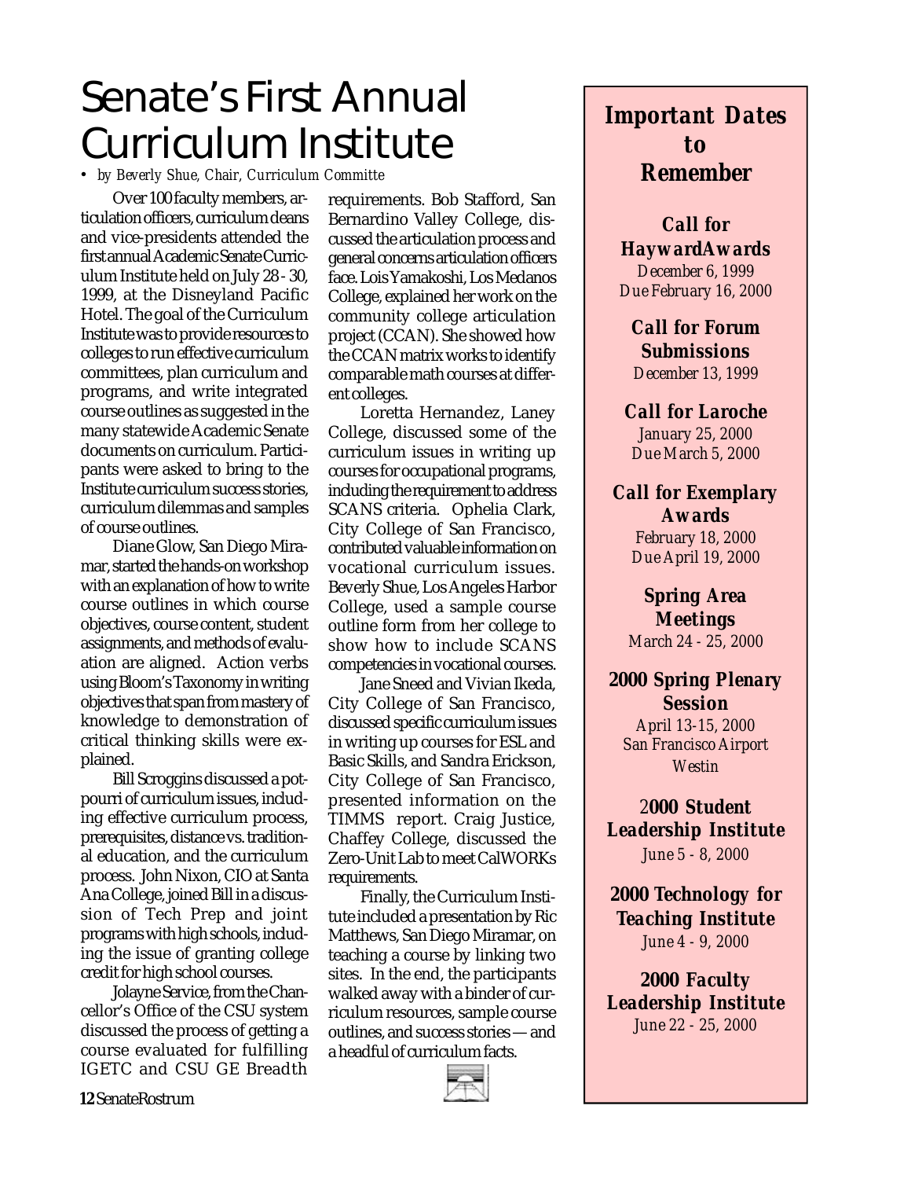# Senate's First Annual Curriculum Institute

• *by Beverly Shue, Chair, Curriculum Committe*

Over 100 faculty members, articulation officers, curriculum deans and vice-presidents attended the first annual Academic Senate Curriculum Institute held on July 28 - 30, 1999, at the Disneyland Pacific Hotel. The goal of the Curriculum Institute was to provide resources to colleges to run effective curriculum committees, plan curriculum and programs, and write integrated course outlines as suggested in the many statewide Academic Senate documents on curriculum. Participants were asked to bring to the Institute curriculum success stories, curriculum dilemmas and samples of course outlines.

Diane Glow, San Diego Miramar, started the hands-on workshop with an explanation of how to write course outlines in which course objectives, course content, student assignments, and methods of evaluation are aligned. Action verbs using Bloom's Taxonomy in writing objectives that span from mastery of knowledge to demonstration of critical thinking skills were explained.

Bill Scroggins discussed a potpourri of curriculum issues, including effective curriculum process, prerequisites, distance vs. traditional education, and the curriculum process. John Nixon, CIO at Santa Ana College, joined Bill in a discussion of Tech Prep and joint programs with high schools, including the issue of granting college credit for high school courses.

Jolayne Service, from the Chancellor's Office of the CSU system discussed the process of getting a course evaluated for fulfilling IGETC and CSU GE Breadth requirements. Bob Stafford, San Bernardino Valley College, discussed the articulation process and general concerns articulation officers face. Lois Yamakoshi, Los Medanos College, explained her work on the community college articulation project (CCAN). She showed how the CCAN matrix works to identify comparable math courses at different colleges.

Loretta Hernandez, Laney College, discussed some of the curriculum issues in writing up courses for occupational programs, including the requirement to address SCANS criteria. Ophelia Clark, City College of San Francisco, contributed valuable information on vocational curriculum issues. Beverly Shue, Los Angeles Harbor College, used a sample course outline form from her college to show how to include SCANS competencies in vocational courses.

Jane Sneed and Vivian Ikeda, City College of San Francisco, discussed specific curriculum issues in writing up courses for ESL and Basic Skills, and Sandra Erickson, City College of San Francisco, presented information on the TIMMS report. Craig Justice, Chaffey College, discussed the Zero-Unit Lab to meet CalWORKs requirements.

Finally, the Curriculum Institute included a presentation by Ric Matthews, San Diego Miramar, on teaching a course by linking two sites. In the end, the participants walked away with a binder of curriculum resources, sample course outlines, and success stories — and a headful of curriculum facts.

## Important Dates to Remember

**Call for HaywardAwards**
December 6, 1999
Due February 16, 2000

**Call for Forum Submissions**
December 13, 1999

**Call for Laroche**
January 25, 2000
Due March 5, 2000

**Call for Exemplary Awards**
February 18, 2000
Due April 19, 2000

**Spring Area Meetings**
March 24 - 25, 2000

**2000 Spring Plenary Session**
April 13-15, 2000
San Francisco Airport Westin

**2000 Student Leadership Institute**
June 5 - 8, 2000

**2000 Technology for Teaching Institute**
June 4 - 9, 2000

**2000 Faculty Leadership Institute**
June 22 - 25, 2000